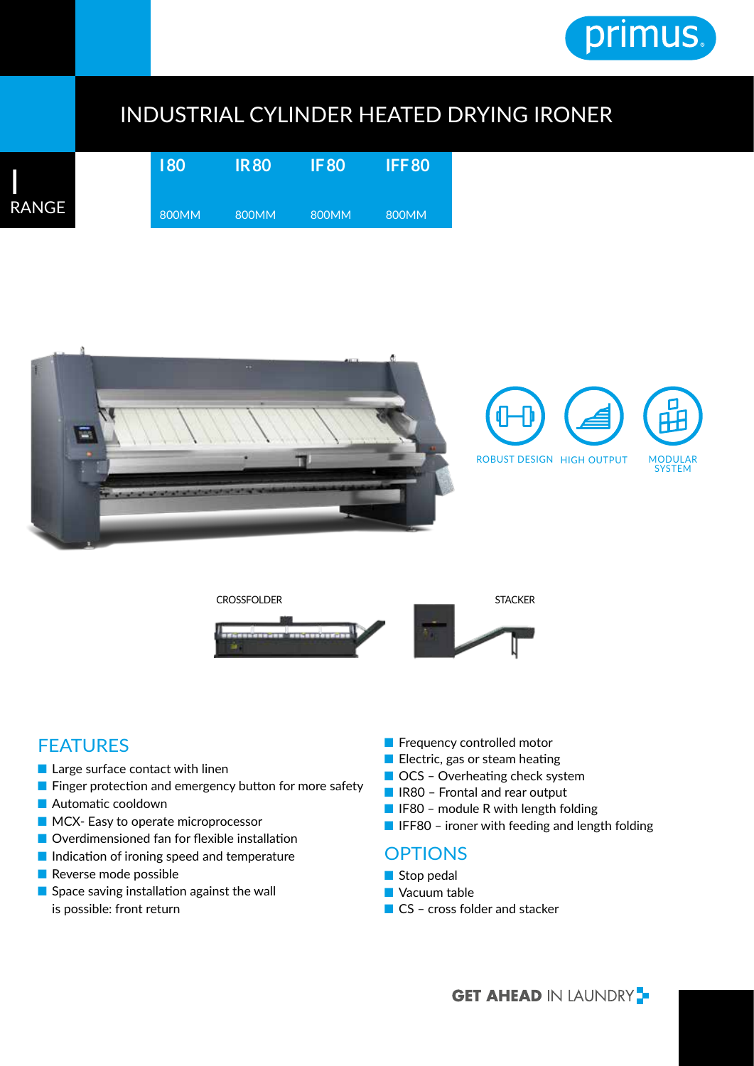primus.

# INDUSTRIAL CYLINDER HEATED DRYING IRONER

I RANGE

| I80 | IR80 | IF80 | IFF80 |
|---|---|---|---|
| 800MM | 800MM | 800MM | 800MM |

ROBUST DESIGN | HIGH OUTPUT | MODULAR SYSTEM

CROSSFOLDER

STACKER

## FEATURES

- Large surface contact with linen
- Finger protection and emergency button for more safety
- Automatic cooldown
- MCX- Easy to operate microprocessor
- Overdimensioned fan for flexible installation
- Indication of ironing speed and temperature
- Reverse mode possible
- Space saving installation against the wall is possible: front return
- Frequency controlled motor
- Electric, gas or steam heating
- OCS – Overheating check system
- IR80 – Frontal and rear output
- IF80 – module R with length folding
- IFF80 – ironer with feeding and length folding

## OPTIONS

- Stop pedal
- Vacuum table
- CS – cross folder and stacker

**GET AHEAD** IN LAUNDRY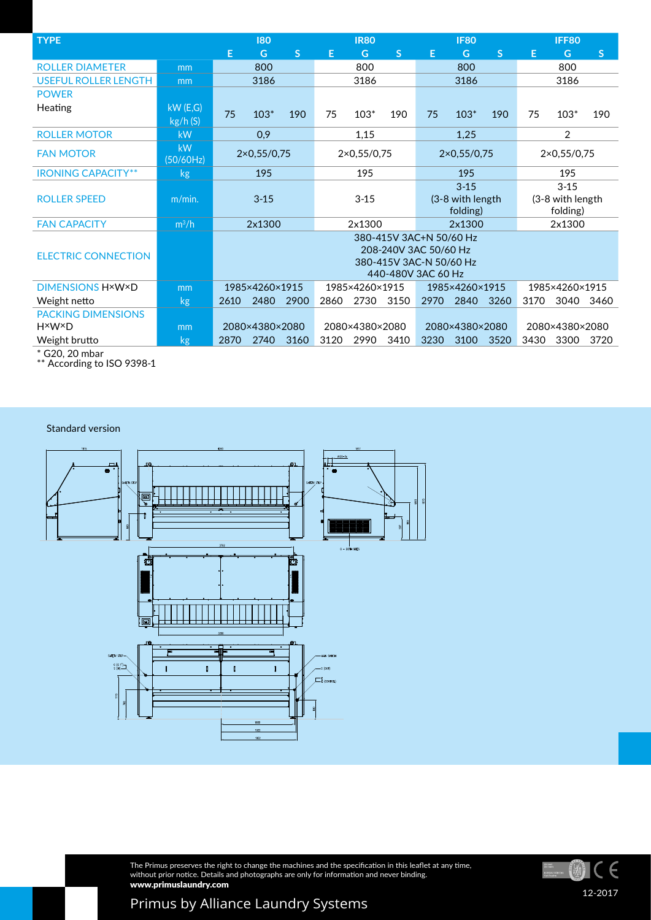| TYPE | | I80 | | | IR80 | | | IF80 | | | IFF80 | | |
|---|---|---|---|---|---|---|---|---|---|---|---|---|---|
| | | E | G | S | E | G | S | E | G | S | E | G | S |
| ROLLER DIAMETER | mm | 800 | | | 800 | | | 800 | | | 800 | | |
| USEFUL ROLLER LENGTH | mm | 3186 | | | 3186 | | | 3186 | | | 3186 | | |
| POWER Heating | kW (E,G) kg/h (S) | 75 | 103* | 190 | 75 | 103* | 190 | 75 | 103* | 190 | 75 | 103* | 190 |
| ROLLER MOTOR | kW | 0,9 | | | 1,15 | | | 1,25 | | | 2 | | |
| FAN MOTOR | kW (50/60Hz) | 2×0,55/0,75 | | | 2×0,55/0,75 | | | 2×0,55/0,75 | | | 2×0,55/0,75 | | |
| IRONING CAPACITY** | kg | 195 | | | 195 | | | 195 | | | 195 | | |
| ROLLER SPEED | m/min. | 3-15 | | | 3-15 | | | 3-15 (3-8 with length folding) | | | 3-15 (3-8 with length folding) | | |
| FAN CAPACITY | m³/h | 2x1300 | | | 2x1300 | | | 2x1300 | | | 2x1300 | | |
| ELECTRIC CONNECTION | | 380-415V 3AC+N 50/60 Hz 208-240V 3AC 50/60 Hz 380-415V 3AC-N 50/60 Hz 440-480V 3AC 60 Hz | | | | | | | | | | | |
| DIMENSIONS H×W×D | mm | 1985×4260×1915 | | | 1985×4260×1915 | | | 1985×4260×1915 | | | 1985×4260×1915 | | |
| Weight netto | kg | 2610 | 2480 | 2900 | 2860 | 2730 | 3150 | 2970 | 2840 | 3260 | 3170 | 3040 | 3460 |
| PACKING DIMENSIONS H×W×D | mm | 2080×4380×2080 | | | 2080×4380×2080 | | | 2080×4380×2080 | | | 2080×4380×2080 | | |
| Weight brutto | kg | 2870 | 2740 | 3160 | 3120 | 2990 | 3410 | 3230 | 3100 | 3520 | 3430 | 3300 | 3720 |

\* G20, 20 mbar
\** According to ISO 9398-1

Standard version

The Primus preserves the right to change the machines and the specification in this leaflet at any time, without prior notice. Details and photographs are only for information and never binding.
**www.primuslaundry.com**

12-2017

Primus by Alliance Laundry Systems